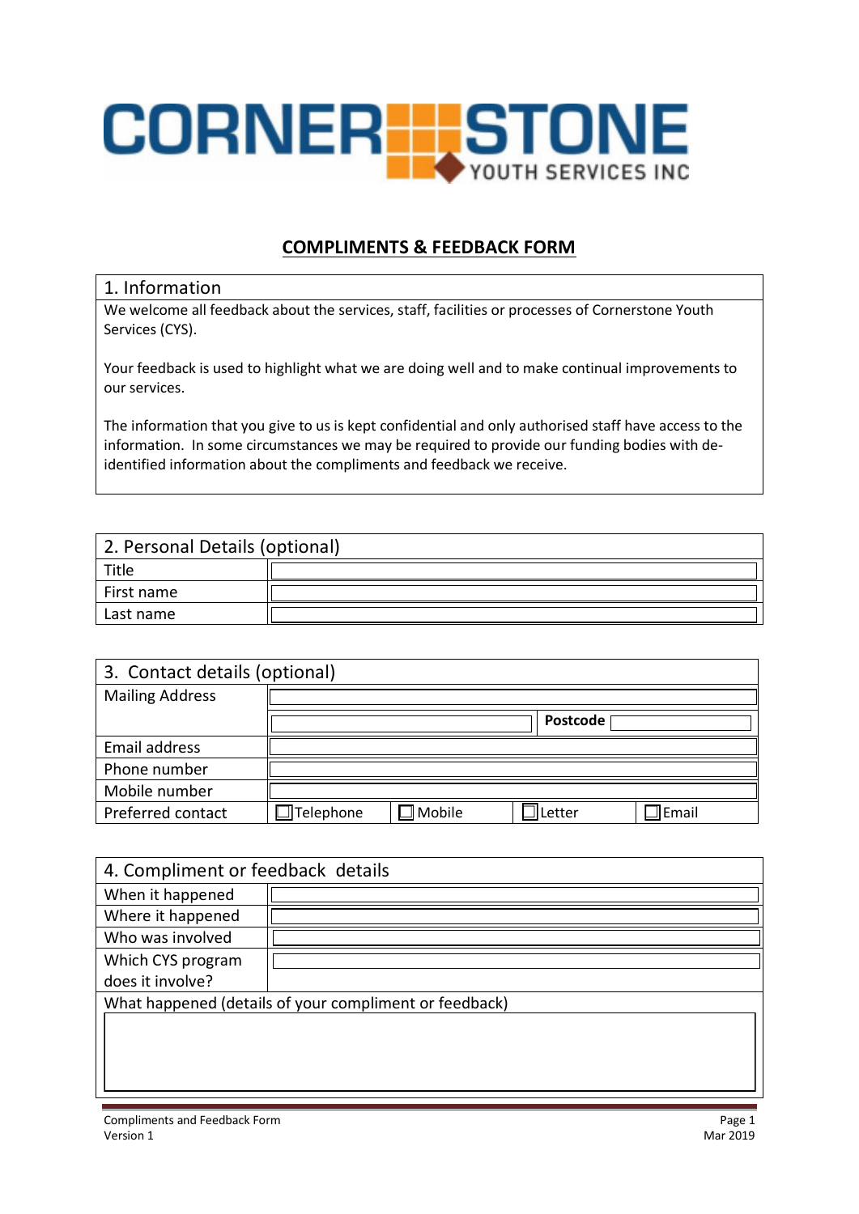CORNERSTONE YOUTH SERVICES INC

# COMPLIMENTS & FEEDBACK FORM

## 1. Information

We welcome all feedback about the services, staff, facilities or processes of Cornerstone Youth Services (CYS).

Your feedback is used to highlight what we are doing well and to make continual improvements to our services.

The information that you give to us is kept confidential and only authorised staff have access to the information. In some circumstances we may be required to provide our funding bodies with de-identified information about the compliments and feedback we receive.

## 2. Personal Details (optional)

| | |
|---|---|
| Title | |
| First name | |
| Last name | |

## 3. Contact details (optional)

| | | | | |
|---|---|---|---|---|
| Mailing Address | | | | |
| | | | **Postcode** | |
| Email address | | | | |
| Phone number | | | | |
| Mobile number | | | | |
| Preferred contact | ☐ Telephone | ☐ Mobile | ☐ Letter | ☐ Email |

## 4. Compliment or feedback details

| | |
|---|---|
| When it happened | |
| Where it happened | |
| Who was involved | |
| Which CYS program does it involve? | |

What happened (details of your compliment or feedback)

| |
|---|
| |

Compliments and Feedback Form
Version 1

Mar 2019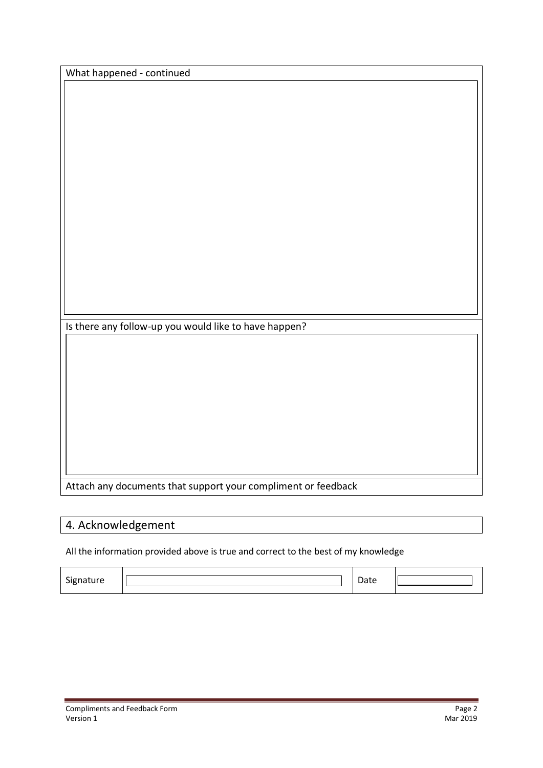What happened - continued

Is there any follow-up you would like to have happen?

Attach any documents that support your compliment or feedback

## 4. Acknowledgement

All the information provided above is true and correct to the best of my knowledge

| | | | |
|---|---|---|---|
| Signature | | Date | |